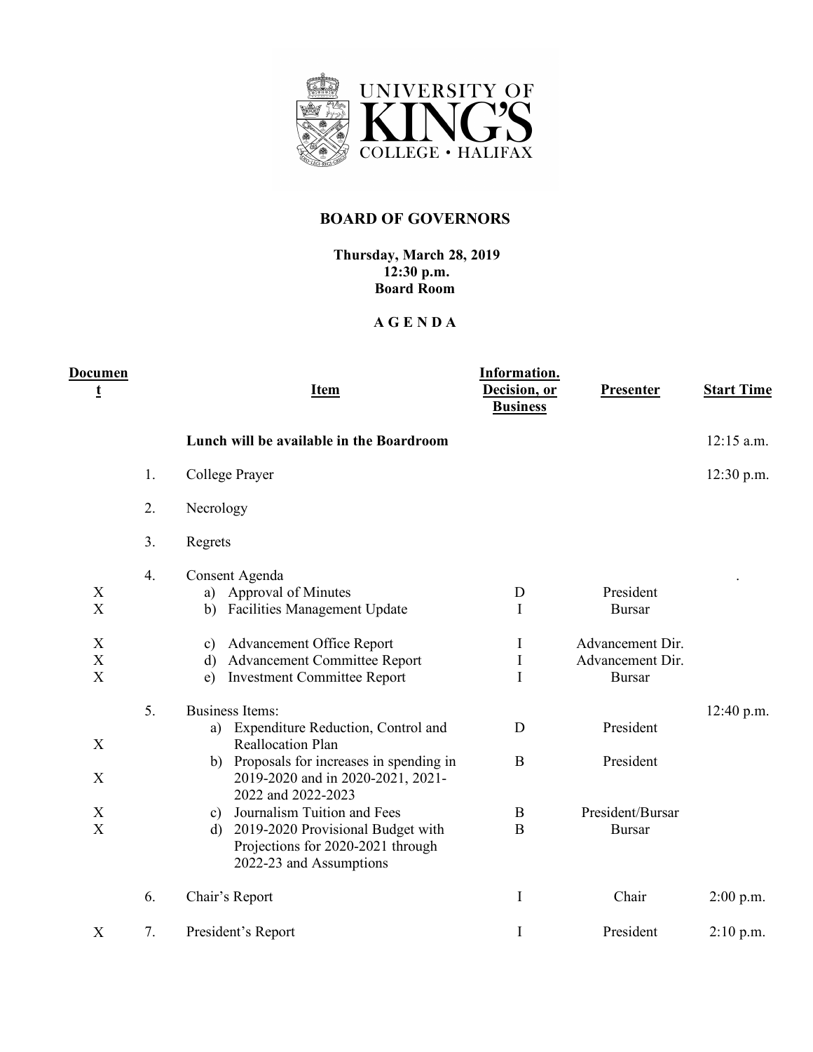UNIVERSITY OF KING'S COLLEGE • HALIFAX

# BOARD OF GOVERNORS

**Thursday, March 28, 2019**
**12:30 p.m.**
**Board Room**

## A G E N D A

| Document | | Item | Information. Decision, or Business | Presenter | Start Time |
|---|---|---|---|---|---|
| | | **Lunch will be available in the Boardroom** | | | 12:15 a.m. |
| | 1. | College Prayer | | | 12:30 p.m. |
| | 2. | Necrology | | | |
| | 3. | Regrets | | | |
| | 4. | Consent Agenda | | | . |
| X | | a) Approval of Minutes | D | President | |
| X | | b) Facilities Management Update | I | Bursar | |
| X | | c) Advancement Office Report | I | Advancement Dir. | |
| X | | d) Advancement Committee Report | I | Advancement Dir. | |
| X | | e) Investment Committee Report | I | Bursar | |
| | 5. | Business Items: | | | 12:40 p.m. |
| X | | a) Expenditure Reduction, Control and Reallocation Plan | D | President | |
| X | | b) Proposals for increases in spending in 2019-2020 and in 2020-2021, 2021-2022 and 2022-2023 | B | President | |
| X | | c) Journalism Tuition and Fees | B | President/Bursar | |
| X | | d) 2019-2020 Provisional Budget with Projections for 2020-2021 through 2022-23 and Assumptions | B | Bursar | |
| | 6. | Chair's Report | I | Chair | 2:00 p.m. |
| X | 7. | President's Report | I | President | 2:10 p.m. |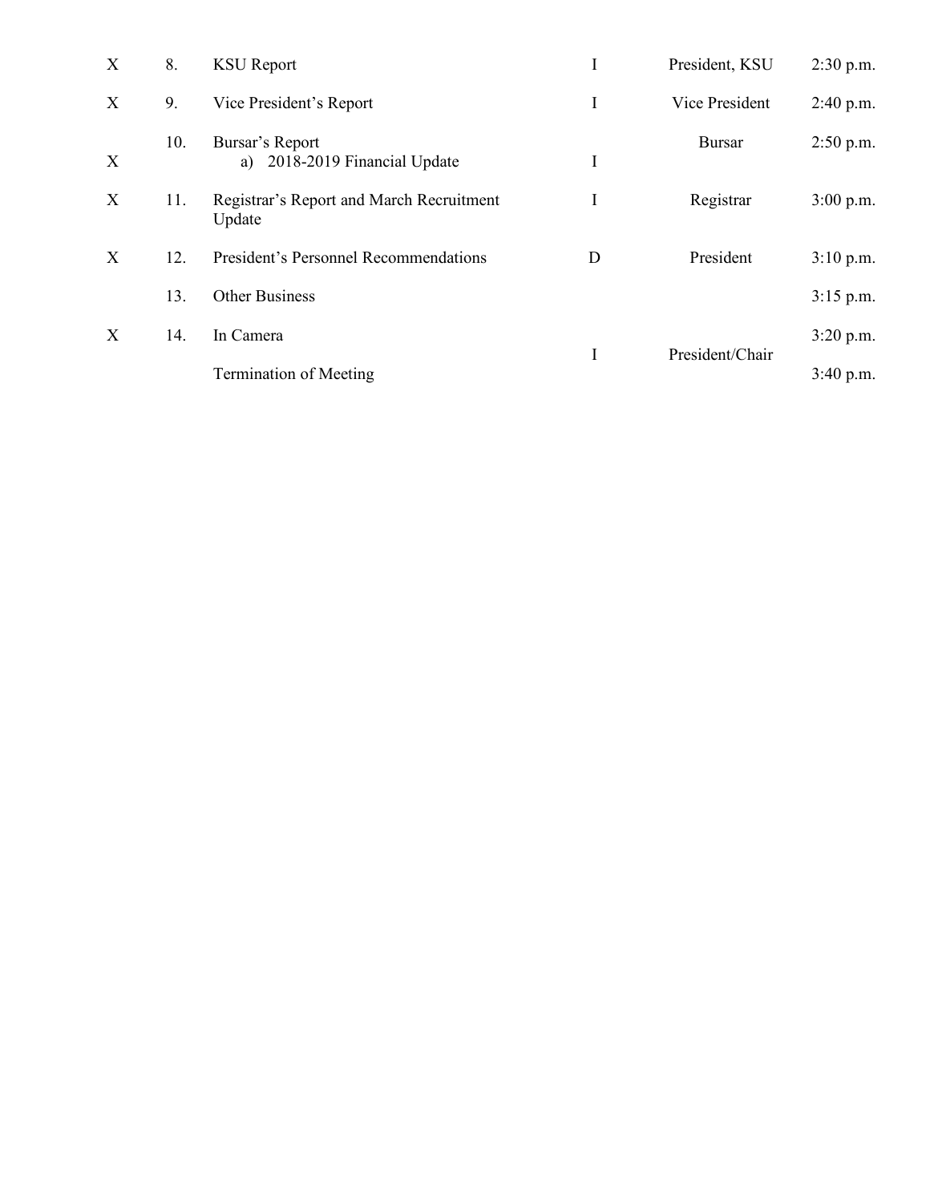| | | | | | |
|---|---|---|---|---|---|
| X | 8. | KSU Report | I | President, KSU | 2:30 p.m. |
| X | 9. | Vice President's Report | I | Vice President | 2:40 p.m. |
| X | 10. | Bursar's Report<br>a) 2018-2019 Financial Update | I | Bursar | 2:50 p.m. |
| X | 11. | Registrar's Report and March Recruitment Update | I | Registrar | 3:00 p.m. |
| X | 12. | President's Personnel Recommendations | D | President | 3:10 p.m. |
| | 13. | Other Business | | | 3:15 p.m. |
| X | 14. | In Camera | I | President/Chair | 3:20 p.m. |
| | | Termination of Meeting | | | 3:40 p.m. |